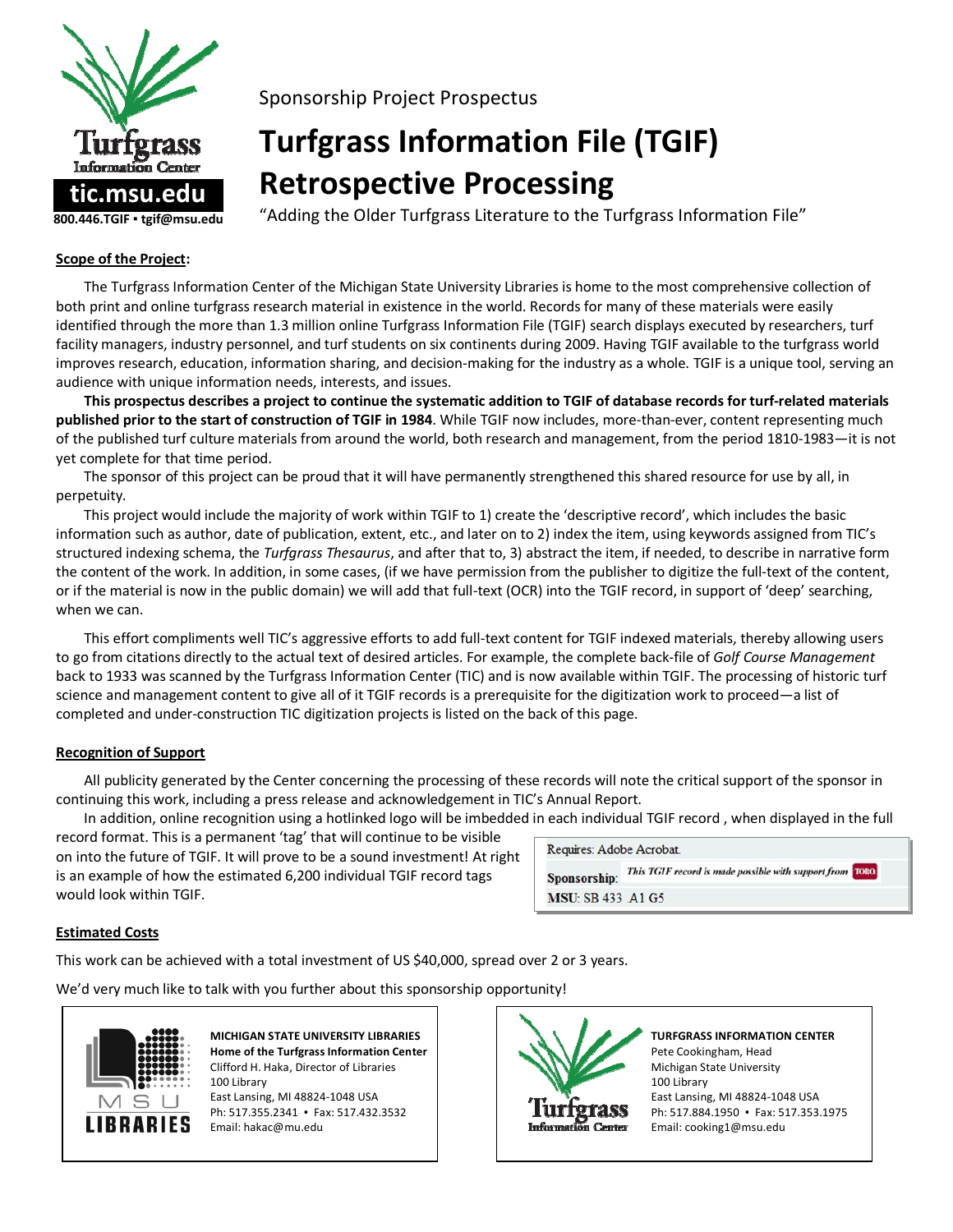Turfgrass Information Center

**tic.msu.edu**

**800.446.TGIF ▪ tgif@msu.edu**

Sponsorship Project Prospectus

# Turfgrass Information File (TGIF) Retrospective Processing

"Adding the Older Turfgrass Literature to the Turfgrass Information File"

## Scope of the Project:

The Turfgrass Information Center of the Michigan State University Libraries is home to the most comprehensive collection of both print and online turfgrass research material in existence in the world. Records for many of these materials were easily identified through the more than 1.3 million online Turfgrass Information File (TGIF) search displays executed by researchers, turf facility managers, industry personnel, and turf students on six continents during 2009. Having TGIF available to the turfgrass world improves research, education, information sharing, and decision-making for the industry as a whole. TGIF is a unique tool, serving an audience with unique information needs, interests, and issues.

**This prospectus describes a project to continue the systematic addition to TGIF of database records for turf-related materials published prior to the start of construction of TGIF in 1984**. While TGIF now includes, more-than-ever, content representing much of the published turf culture materials from around the world, both research and management, from the period 1810-1983—it is not yet complete for that time period.

The sponsor of this project can be proud that it will have permanently strengthened this shared resource for use by all, in perpetuity.

This project would include the majority of work within TGIF to 1) create the 'descriptive record', which includes the basic information such as author, date of publication, extent, etc., and later on to 2) index the item, using keywords assigned from TIC's structured indexing schema, the *Turfgrass Thesaurus*, and after that to, 3) abstract the item, if needed, to describe in narrative form the content of the work. In addition, in some cases, (if we have permission from the publisher to digitize the full-text of the content, or if the material is now in the public domain) we will add that full-text (OCR) into the TGIF record, in support of 'deep' searching, when we can.

This effort compliments well TIC's aggressive efforts to add full-text content for TGIF indexed materials, thereby allowing users to go from citations directly to the actual text of desired articles. For example, the complete back-file of *Golf Course Management* back to 1933 was scanned by the Turfgrass Information Center (TIC) and is now available within TGIF. The processing of historic turf science and management content to give all of it TGIF records is a prerequisite for the digitization work to proceed—a list of completed and under-construction TIC digitization projects is listed on the back of this page.

## Recognition of Support

All publicity generated by the Center concerning the processing of these records will note the critical support of the sponsor in continuing this work, including a press release and acknowledgement in TIC's Annual Report.

In addition, online recognition using a hotlinked logo will be imbedded in each individual TGIF record , when displayed in the full record format. This is a permanent 'tag' that will continue to be visible on into the future of TGIF. It will prove to be a sound investment! At right is an example of how the estimated 6,200 individual TGIF record tags would look within TGIF.

Requires: Adobe Acrobat.

**Sponsorship:** *This TGIF record is made possible with support from* TORO

**MSU:** SB 433 .A1 G5

## Estimated Costs

This work can be achieved with a total investment of US $40,000, spread over 2 or 3 years.

We'd very much like to talk with you further about this sponsorship opportunity!

MSU LIBRARIES

**MICHIGAN STATE UNIVERSITY LIBRARIES**
**Home of the Turfgrass Information Center**
Clifford H. Haka, Director of Libraries
100 Library
East Lansing, MI 48824-1048 USA
Ph: 517.355.2341 ▪ Fax: 517.432.3532
Email: hakac@mu.edu

Turfgrass Information Center

**TURFGRASS INFORMATION CENTER**
Pete Cookingham, Head
Michigan State University
100 Library
East Lansing, MI 48824-1048 USA
Ph: 517.884.1950 ▪ Fax: 517.353.1975
Email: cooking1@msu.edu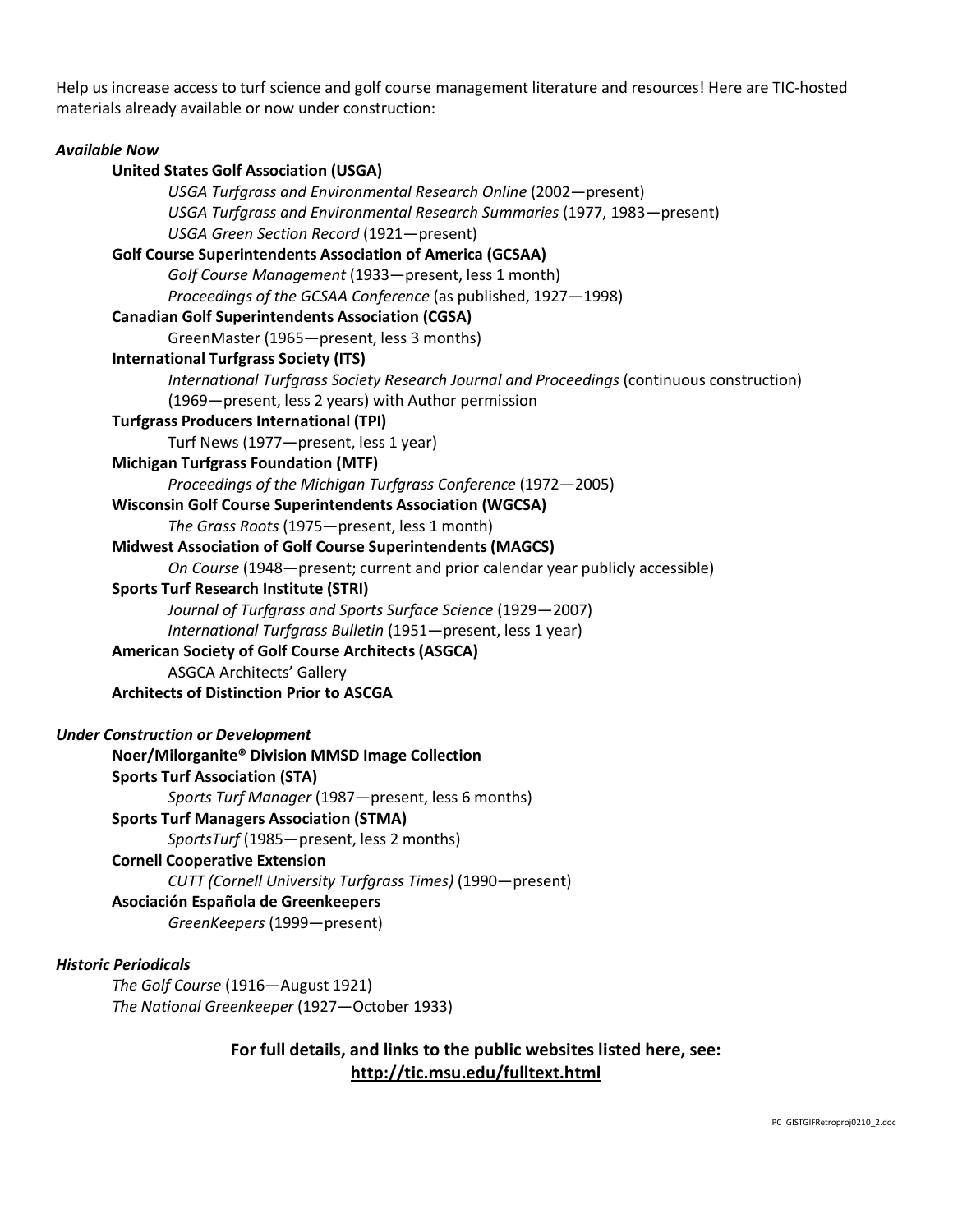Help us increase access to turf science and golf course management literature and resources! Here are TIC-hosted materials already available or now under construction:

***Available Now***

**United States Golf Association (USGA)**

*USGA Turfgrass and Environmental Research Online* (2002—present)
*USGA Turfgrass and Environmental Research Summaries* (1977, 1983—present)
*USGA Green Section Record* (1921—present)

**Golf Course Superintendents Association of America (GCSAA)**

*Golf Course Management* (1933—present, less 1 month)
*Proceedings of the GCSAA Conference* (as published, 1927—1998)

**Canadian Golf Superintendents Association (CGSA)**

GreenMaster (1965—present, less 3 months)

**International Turfgrass Society (ITS)**

*International Turfgrass Society Research Journal and Proceedings* (continuous construction) (1969—present, less 2 years) with Author permission

**Turfgrass Producers International (TPI)**

Turf News (1977—present, less 1 year)

**Michigan Turfgrass Foundation (MTF)**

*Proceedings of the Michigan Turfgrass Conference* (1972—2005)

**Wisconsin Golf Course Superintendents Association (WGCSA)**

*The Grass Roots* (1975—present, less 1 month)

**Midwest Association of Golf Course Superintendents (MAGCS)**

*On Course* (1948—present; current and prior calendar year publicly accessible)

**Sports Turf Research Institute (STRI)**

*Journal of Turfgrass and Sports Surface Science* (1929—2007)
*International Turfgrass Bulletin* (1951—present, less 1 year)

**American Society of Golf Course Architects (ASGCA)**

ASGCA Architects' Gallery

**Architects of Distinction Prior to ASCGA**

***Under Construction or Development***

**Noer/Milorganite® Division MMSD Image Collection**

**Sports Turf Association (STA)**

*Sports Turf Manager* (1987—present, less 6 months)

**Sports Turf Managers Association (STMA)**

*SportsTurf* (1985—present, less 2 months)

**Cornell Cooperative Extension**

*CUTT (Cornell University Turfgrass Times)* (1990—present)

**Asociación Española de Greenkeepers**

*GreenKeepers* (1999—present)

***Historic Periodicals***

*The Golf Course* (1916—August 1921)
*The National Greenkeeper* (1927—October 1933)

**For full details, and links to the public websites listed here, see: http://tic.msu.edu/fulltext.html**

PC GISTGIFRetroproj0210_2.doc